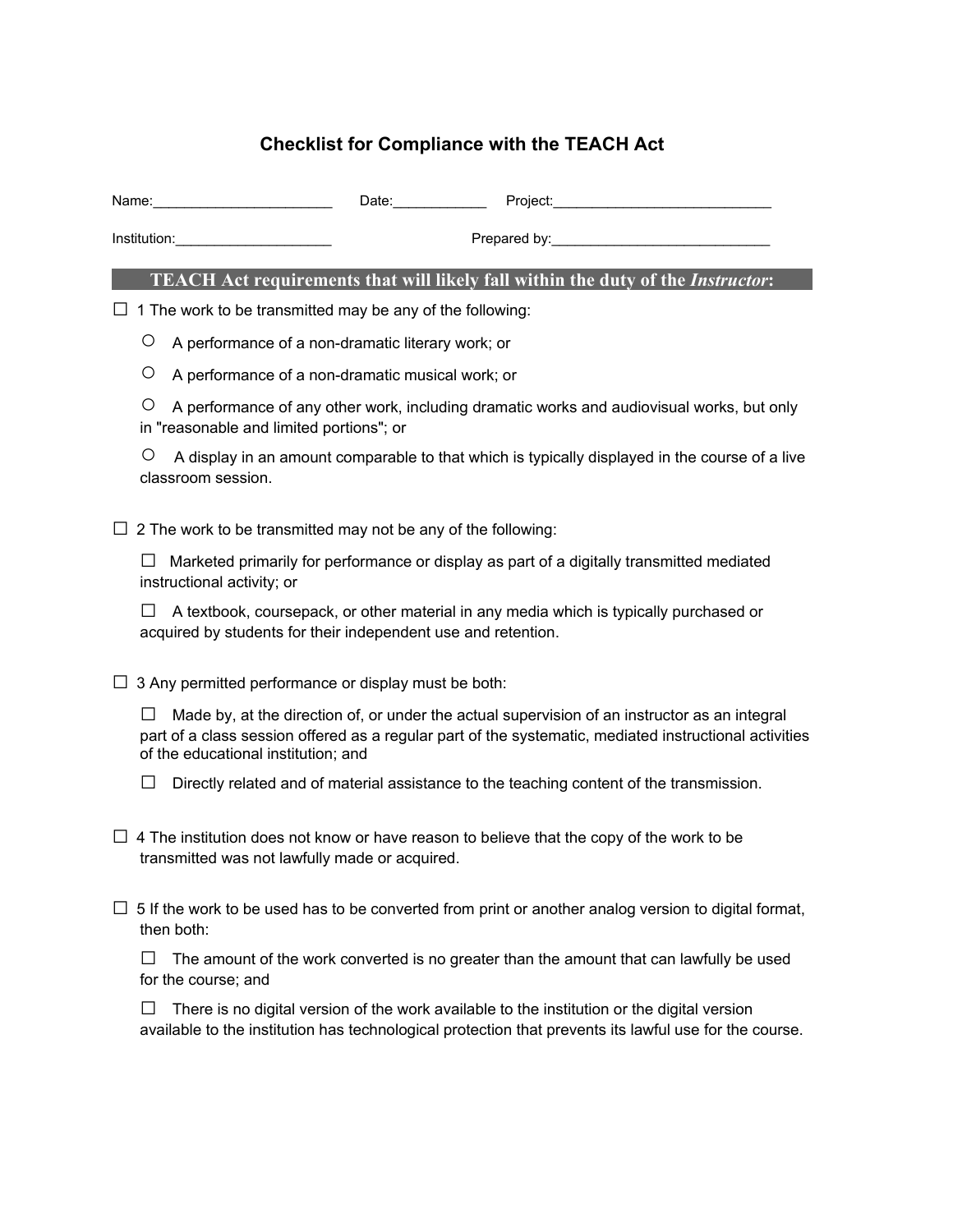# Checklist for Compliance with the TEACH Act

Name:_______________________ Date:____________ Project:____________________________

Institution:____________________ Prepared by:____________________________

## TEACH Act requirements that will likely fall within the duty of the *Instructor*:

☐ 1 The work to be transmitted may be any of the following:

- ○ A performance of a non-dramatic literary work; or
- ○ A performance of a non-dramatic musical work; or
- ○ A performance of any other work, including dramatic works and audiovisual works, but only in "reasonable and limited portions"; or
- ○ A display in an amount comparable to that which is typically displayed in the course of a live classroom session.

☐ 2 The work to be transmitted may not be any of the following:

- ☐ Marketed primarily for performance or display as part of a digitally transmitted mediated instructional activity; or
- ☐ A textbook, coursepack, or other material in any media which is typically purchased or acquired by students for their independent use and retention.

☐ 3 Any permitted performance or display must be both:

- ☐ Made by, at the direction of, or under the actual supervision of an instructor as an integral part of a class session offered as a regular part of the systematic, mediated instructional activities of the educational institution; and
- ☐ Directly related and of material assistance to the teaching content of the transmission.

☐ 4 The institution does not know or have reason to believe that the copy of the work to be transmitted was not lawfully made or acquired.

☐ 5 If the work to be used has to be converted from print or another analog version to digital format, then both:

- ☐ The amount of the work converted is no greater than the amount that can lawfully be used for the course; and
- ☐ There is no digital version of the work available to the institution or the digital version available to the institution has technological protection that prevents its lawful use for the course.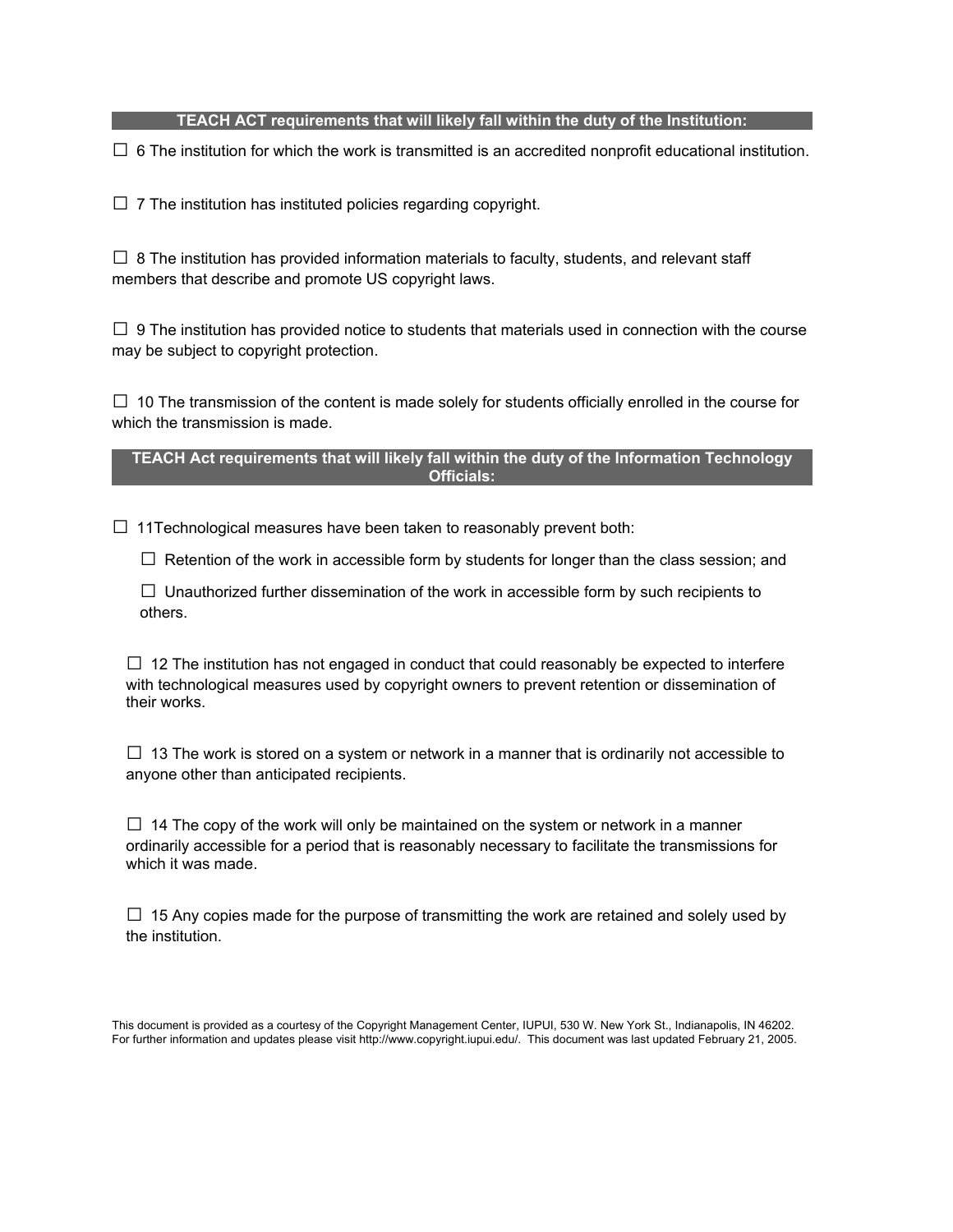**TEACH ACT requirements that will likely fall within the duty of the Institution:**

☐ 6 The institution for which the work is transmitted is an accredited nonprofit educational institution.

☐ 7 The institution has instituted policies regarding copyright.

☐ 8 The institution has provided information materials to faculty, students, and relevant staff members that describe and promote US copyright laws.

☐ 9 The institution has provided notice to students that materials used in connection with the course may be subject to copyright protection.

☐ 10 The transmission of the content is made solely for students officially enrolled in the course for which the transmission is made.

**TEACH Act requirements that will likely fall within the duty of the Information Technology Officials:**

☐ 11Technological measures have been taken to reasonably prevent both:

- ☐ Retention of the work in accessible form by students for longer than the class session; and
- ☐ Unauthorized further dissemination of the work in accessible form by such recipients to others.

☐ 12 The institution has not engaged in conduct that could reasonably be expected to interfere with technological measures used by copyright owners to prevent retention or dissemination of their works.

☐ 13 The work is stored on a system or network in a manner that is ordinarily not accessible to anyone other than anticipated recipients.

☐ 14 The copy of the work will only be maintained on the system or network in a manner ordinarily accessible for a period that is reasonably necessary to facilitate the transmissions for which it was made.

☐ 15 Any copies made for the purpose of transmitting the work are retained and solely used by the institution.

This document is provided as a courtesy of the Copyright Management Center, IUPUI, 530 W. New York St., Indianapolis, IN 46202. For further information and updates please visit http://www.copyright.iupui.edu/. This document was last updated February 21, 2005.